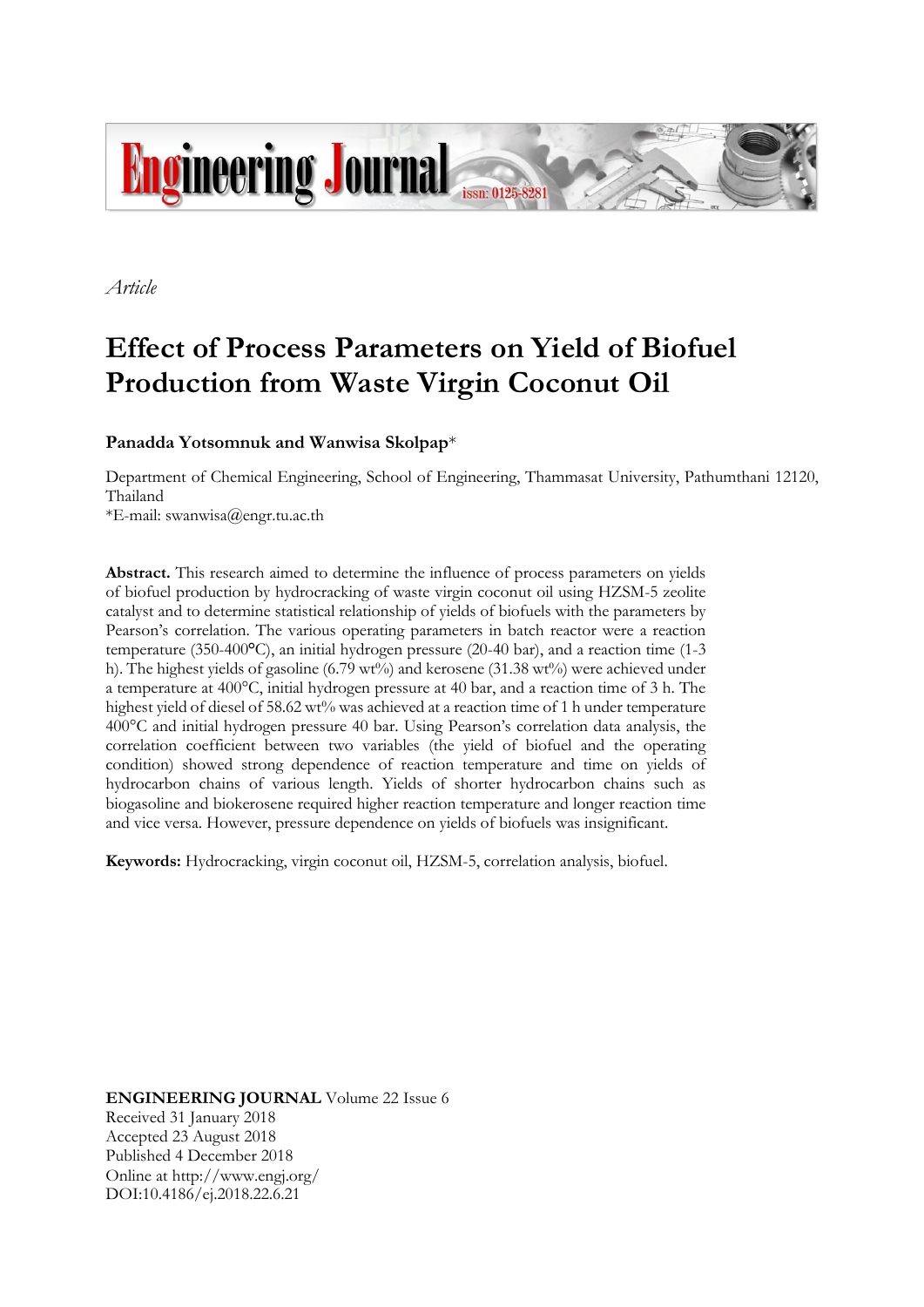*Article*

# Effect of Process Parameters on Yield of Biofuel Production from Waste Virgin Coconut Oil

**Panadda Yotsomnuk and Wanwisa Skolpap***

Department of Chemical Engineering, School of Engineering, Thammasat University, Pathumthani 12120, Thailand
*E-mail: swanwisa@engr.tu.ac.th

**Abstract.** This research aimed to determine the influence of process parameters on yields of biofuel production by hydrocracking of waste virgin coconut oil using HZSM-5 zeolite catalyst and to determine statistical relationship of yields of biofuels with the parameters by Pearson's correlation. The various operating parameters in batch reactor were a reaction temperature (350-400°C), an initial hydrogen pressure (20-40 bar), and a reaction time (1-3 h). The highest yields of gasoline (6.79 wt%) and kerosene (31.38 wt%) were achieved under a temperature at 400°C, initial hydrogen pressure at 40 bar, and a reaction time of 3 h. The highest yield of diesel of 58.62 wt% was achieved at a reaction time of 1 h under temperature 400°C and initial hydrogen pressure 40 bar. Using Pearson's correlation data analysis, the correlation coefficient between two variables (the yield of biofuel and the operating condition) showed strong dependence of reaction temperature and time on yields of hydrocarbon chains of various length. Yields of shorter hydrocarbon chains such as biogasoline and biokerosene required higher reaction temperature and longer reaction time and vice versa. However, pressure dependence on yields of biofuels was insignificant.

**Keywords:** Hydrocracking, virgin coconut oil, HZSM-5, correlation analysis, biofuel.

**ENGINEERING JOURNAL** Volume 22 Issue 6
Received 31 January 2018
Accepted 23 August 2018
Published 4 December 2018
Online at http://www.engj.org/
DOI:10.4186/ej.2018.22.6.21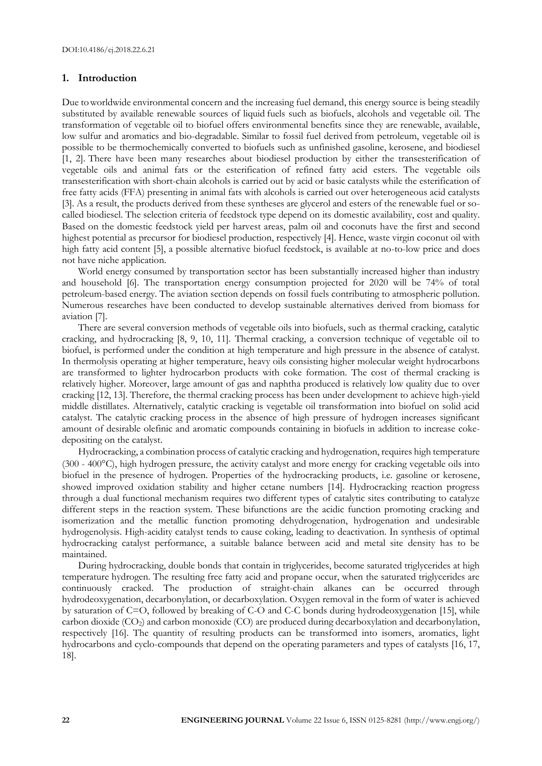## 1. Introduction

Due to worldwide environmental concern and the increasing fuel demand, this energy source is being steadily substituted by available renewable sources of liquid fuels such as biofuels, alcohols and vegetable oil. The transformation of vegetable oil to biofuel offers environmental benefits since they are renewable, available, low sulfur and aromatics and bio-degradable. Similar to fossil fuel derived from petroleum, vegetable oil is possible to be thermochemically converted to biofuels such as unfinished gasoline, kerosene, and biodiesel [1, 2]. There have been many researches about biodiesel production by either the transesterification of vegetable oils and animal fats or the esterification of refined fatty acid esters. The vegetable oils transesterification with short-chain alcohols is carried out by acid or basic catalysts while the esterification of free fatty acids (FFA) presenting in animal fats with alcohols is carried out over heterogeneous acid catalysts [3]. As a result, the products derived from these syntheses are glycerol and esters of the renewable fuel or so-called biodiesel. The selection criteria of feedstock type depend on its domestic availability, cost and quality. Based on the domestic feedstock yield per harvest areas, palm oil and coconuts have the first and second highest potential as precursor for biodiesel production, respectively [4]. Hence, waste virgin coconut oil with high fatty acid content [5], a possible alternative biofuel feedstock, is available at no-to-low price and does not have niche application.

World energy consumed by transportation sector has been substantially increased higher than industry and household [6]. The transportation energy consumption projected for 2020 will be 74% of total petroleum-based energy. The aviation section depends on fossil fuels contributing to atmospheric pollution. Numerous researches have been conducted to develop sustainable alternatives derived from biomass for aviation [7].

There are several conversion methods of vegetable oils into biofuels, such as thermal cracking, catalytic cracking, and hydrocracking [8, 9, 10, 11]. Thermal cracking, a conversion technique of vegetable oil to biofuel, is performed under the condition at high temperature and high pressure in the absence of catalyst. In thermolysis operating at higher temperature, heavy oils consisting higher molecular weight hydrocarbons are transformed to lighter hydrocarbon products with coke formation. The cost of thermal cracking is relatively higher. Moreover, large amount of gas and naphtha produced is relatively low quality due to over cracking [12, 13]. Therefore, the thermal cracking process has been under development to achieve high-yield middle distillates. Alternatively, catalytic cracking is vegetable oil transformation into biofuel on solid acid catalyst. The catalytic cracking process in the absence of high pressure of hydrogen increases significant amount of desirable olefinic and aromatic compounds containing in biofuels in addition to increase coke-depositing on the catalyst.

Hydrocracking, a combination process of catalytic cracking and hydrogenation, requires high temperature (300 - 400°C), high hydrogen pressure, the activity catalyst and more energy for cracking vegetable oils into biofuel in the presence of hydrogen. Properties of the hydrocracking products, i.e. gasoline or kerosene, showed improved oxidation stability and higher cetane numbers [14]. Hydrocracking reaction progress through a dual functional mechanism requires two different types of catalytic sites contributing to catalyze different steps in the reaction system. These bifunctions are the acidic function promoting cracking and isomerization and the metallic function promoting dehydrogenation, hydrogenation and undesirable hydrogenolysis. High-acidity catalyst tends to cause coking, leading to deactivation. In synthesis of optimal hydrocracking catalyst performance, a suitable balance between acid and metal site density has to be maintained.

During hydrocracking, double bonds that contain in triglycerides, become saturated triglycerides at high temperature hydrogen. The resulting free fatty acid and propane occur, when the saturated triglycerides are continuously cracked. The production of straight-chain alkanes can be occurred through hydrodeoxygenation, decarbonylation, or decarboxylation. Oxygen removal in the form of water is achieved by saturation of C=O, followed by breaking of C-O and C-C bonds during hydrodeoxygenation [15], while carbon dioxide ($CO_2$) and carbon monoxide (CO) are produced during decarboxylation and decarbonylation, respectively [16]. The quantity of resulting products can be transformed into isomers, aromatics, light hydrocarbons and cyclo-compounds that depend on the operating parameters and types of catalysts [16, 17, 18].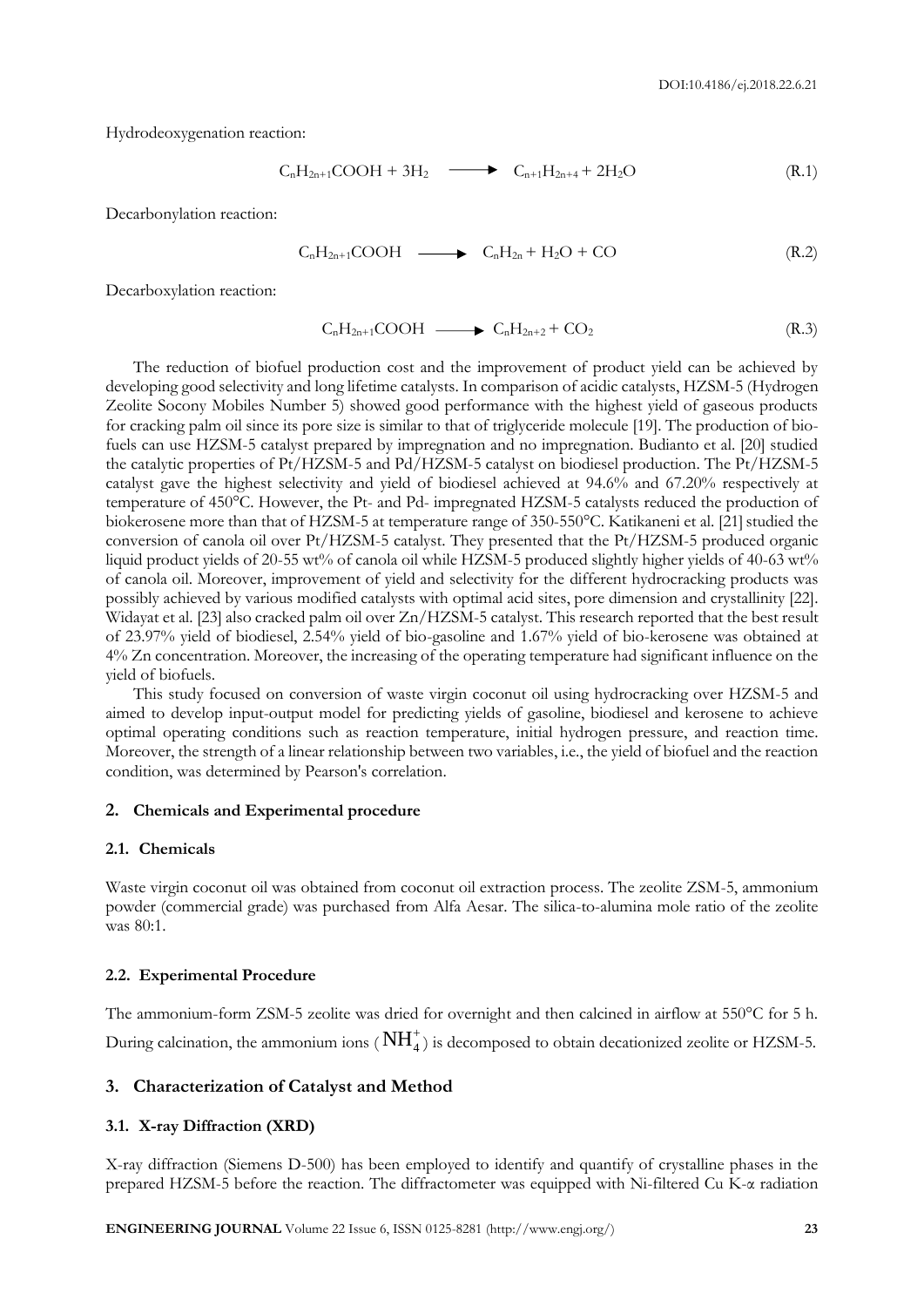Hydrodeoxygenation reaction:

$$C_nH_{2n+1}COOH + 3H_2 \longrightarrow C_{n+1}H_{2n+4} + 2H_2O \quad (R.1)$$

Decarbonylation reaction:

$$C_nH_{2n+1}COOH \longrightarrow C_nH_{2n} + H_2O + CO \quad (R.2)$$

Decarboxylation reaction:

$$C_nH_{2n+1}COOH \longrightarrow C_nH_{2n+2} + CO_2 \quad (R.3)$$

The reduction of biofuel production cost and the improvement of product yield can be achieved by developing good selectivity and long lifetime catalysts. In comparison of acidic catalysts, HZSM-5 (Hydrogen Zeolite Socony Mobiles Number 5) showed good performance with the highest yield of gaseous products for cracking palm oil since its pore size is similar to that of triglyceride molecule [19]. The production of bio-fuels can use HZSM-5 catalyst prepared by impregnation and no impregnation. Budianto et al. [20] studied the catalytic properties of Pt/HZSM-5 and Pd/HZSM-5 catalyst on biodiesel production. The Pt/HZSM-5 catalyst gave the highest selectivity and yield of biodiesel achieved at 94.6% and 67.20% respectively at temperature of 450°C. However, the Pt- and Pd- impregnated HZSM-5 catalysts reduced the production of biokerosene more than that of HZSM-5 at temperature range of 350-550°C. Katikaneni et al. [21] studied the conversion of canola oil over Pt/HZSM-5 catalyst. They presented that the Pt/HZSM-5 produced organic liquid product yields of 20-55 wt% of canola oil while HZSM-5 produced slightly higher yields of 40-63 wt% of canola oil. Moreover, improvement of yield and selectivity for the different hydrocracking products was possibly achieved by various modified catalysts with optimal acid sites, pore dimension and crystallinity [22]. Widayat et al. [23] also cracked palm oil over Zn/HZSM-5 catalyst. This research reported that the best result of 23.97% yield of biodiesel, 2.54% yield of bio-gasoline and 1.67% yield of bio-kerosene was obtained at 4% Zn concentration. Moreover, the increasing of the operating temperature had significant influence on the yield of biofuels.

This study focused on conversion of waste virgin coconut oil using hydrocracking over HZSM-5 and aimed to develop input-output model for predicting yields of gasoline, biodiesel and kerosene to achieve optimal operating conditions such as reaction temperature, initial hydrogen pressure, and reaction time. Moreover, the strength of a linear relationship between two variables, i.e., the yield of biofuel and the reaction condition, was determined by Pearson's correlation.

## 2. Chemicals and Experimental procedure

### 2.1. Chemicals

Waste virgin coconut oil was obtained from coconut oil extraction process. The zeolite ZSM-5, ammonium powder (commercial grade) was purchased from Alfa Aesar. The silica-to-alumina mole ratio of the zeolite was 80:1.

### 2.2. Experimental Procedure

The ammonium-form ZSM-5 zeolite was dried for overnight and then calcined in airflow at 550°C for 5 h. During calcination, the ammonium ions ($NH_4^+$) is decomposed to obtain decationized zeolite or HZSM-5.

## 3. Characterization of Catalyst and Method

### 3.1. X-ray Diffraction (XRD)

X-ray diffraction (Siemens D-500) has been employed to identify and quantify of crystalline phases in the prepared HZSM-5 before the reaction. The diffractometer was equipped with Ni-filtered Cu K-α radiation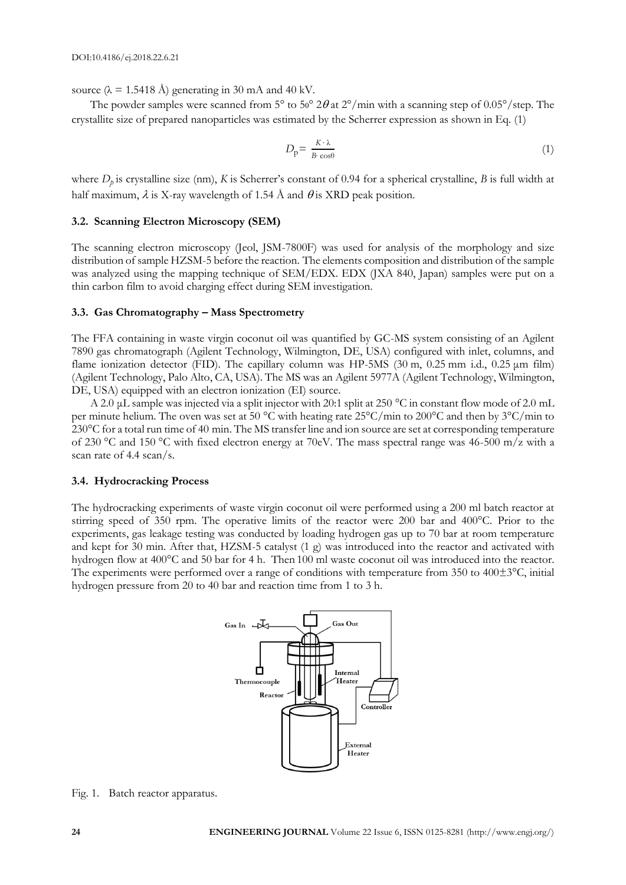source ($\lambda$ = 1.5418 Å) generating in 30 mA and 40 kV.

The powder samples were scanned from 5° to 50° $2\theta$ at 2°/min with a scanning step of 0.05°/step. The crystallite size of prepared nanoparticles was estimated by the Scherrer expression as shown in Eq. (1)

$$D_p = \frac{K \cdot \lambda}{B \cdot \cos\theta} \tag{1}$$

where $D_p$ is crystalline size (nm), $K$ is Scherrer's constant of 0.94 for a spherical crystalline, $B$ is full width at half maximum, $\lambda$ is X-ray wavelength of 1.54 Å and $\theta$ is XRD peak position.

### 3.2. Scanning Electron Microscopy (SEM)

The scanning electron microscopy (Jeol, JSM-7800F) was used for analysis of the morphology and size distribution of sample HZSM-5 before the reaction. The elements composition and distribution of the sample was analyzed using the mapping technique of SEM/EDX. EDX (JXA 840, Japan) samples were put on a thin carbon film to avoid charging effect during SEM investigation.

### 3.3. Gas Chromatography – Mass Spectrometry

The FFA containing in waste virgin coconut oil was quantified by GC-MS system consisting of an Agilent 7890 gas chromatograph (Agilent Technology, Wilmington, DE, USA) configured with inlet, columns, and flame ionization detector (FID). The capillary column was HP-5MS (30 m, 0.25 mm i.d., 0.25 μm film) (Agilent Technology, Palo Alto, CA, USA). The MS was an Agilent 5977A (Agilent Technology, Wilmington, DE, USA) equipped with an electron ionization (EI) source.

A 2.0 μL sample was injected via a split injector with 20:1 split at 250 °C in constant flow mode of 2.0 mL per minute helium. The oven was set at 50 °C with heating rate 25°C/min to 200°C and then by 3°C/min to 230°C for a total run time of 40 min. The MS transfer line and ion source are set at corresponding temperature of 230 °C and 150 °C with fixed electron energy at 70eV. The mass spectral range was 46-500 m/z with a scan rate of 4.4 scan/s.

### 3.4. Hydrocracking Process

The hydrocracking experiments of waste virgin coconut oil were performed using a 200 ml batch reactor at stirring speed of 350 rpm. The operative limits of the reactor were 200 bar and 400°C. Prior to the experiments, gas leakage testing was conducted by loading hydrogen gas up to 70 bar at room temperature and kept for 30 min. After that, HZSM-5 catalyst (1 g) was introduced into the reactor and activated with hydrogen flow at 400°C and 50 bar for 4 h. Then 100 ml waste coconut oil was introduced into the reactor. The experiments were performed over a range of conditions with temperature from 350 to 400±3°C, initial hydrogen pressure from 20 to 40 bar and reaction time from 1 to 3 h.

Fig. 1. Batch reactor apparatus.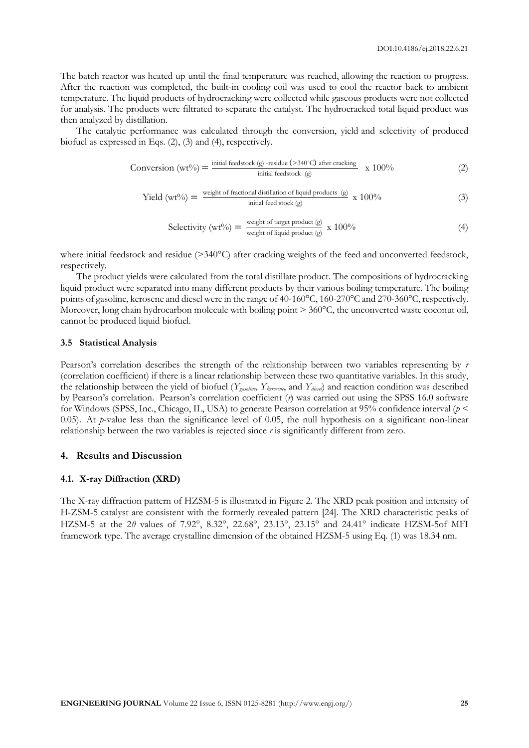The batch reactor was heated up until the final temperature was reached, allowing the reaction to progress. After the reaction was completed, the built-in cooling coil was used to cool the reactor back to ambient temperature. The liquid products of hydrocracking were collected while gaseous products were not collected for analysis. The products were filtrated to separate the catalyst. The hydrocracked total liquid product was then analyzed by distillation.

The catalytic performance was calculated through the conversion, yield and selectivity of produced biofuel as expressed in Eqs. (2), (3) and (4), respectively.

$$\text{Conversion (wt\%)} = \frac{\text{initial feedstock (g) -residue (>340°C) after cracking}}{\text{initial feedstock (g)}} \times 100\% \tag{2}$$

$$\text{Yield (wt\%)} = \frac{\text{weight of fractional distillation of liquid products (g)}}{\text{initial feed stock (g)}} \times 100\% \tag{3}$$

$$\text{Selectivity (wt\%)} = \frac{\text{weight of target product (g)}}{\text{weight of liquid product (g)}} \times 100\% \tag{4}$$

where initial feedstock and residue (>340°C) after cracking weights of the feed and unconverted feedstock, respectively.

The product yields were calculated from the total distillate product. The compositions of hydrocracking liquid product were separated into many different products by their various boiling temperature. The boiling points of gasoline, kerosene and diesel were in the range of 40-160°C, 160-270°C and 270-360°C, respectively. Moreover, long chain hydrocarbon molecule with boiling point > 360°C, the unconverted waste coconut oil, cannot be produced liquid biofuel.

### 3.5 Statistical Analysis

Pearson's correlation describes the strength of the relationship between two variables representing by $r$ (correlation coefficient) if there is a linear relationship between these two quantitative variables. In this study, the relationship between the yield of biofuel ($Y_{gasoline}$, $Y_{kerosene}$, and $Y_{diesel}$) and reaction condition was described by Pearson's correlation. Pearson's correlation coefficient ($r$) was carried out using the SPSS 16.0 software for Windows (SPSS, Inc., Chicago, IL, USA) to generate Pearson correlation at 95% confidence interval ($p < 0.05$). At $p$-value less than the significance level of 0.05, the null hypothesis on a significant non-linear relationship between the two variables is rejected since $r$ is significantly different from zero.

## 4. Results and Discussion

### 4.1. X-ray Diffraction (XRD)

The X-ray diffraction pattern of HZSM-5 is illustrated in Figure 2. The XRD peak position and intensity of H-ZSM-5 catalyst are consistent with the formerly revealed pattern [24]. The XRD characteristic peaks of HZSM-5 at the $2\theta$ values of 7.92°, 8.32°, 22.68°, 23.13°, 23.15° and 24.41° indicate HZSM-5of MFI framework type. The average crystalline dimension of the obtained HZSM-5 using Eq. (1) was 18.34 nm.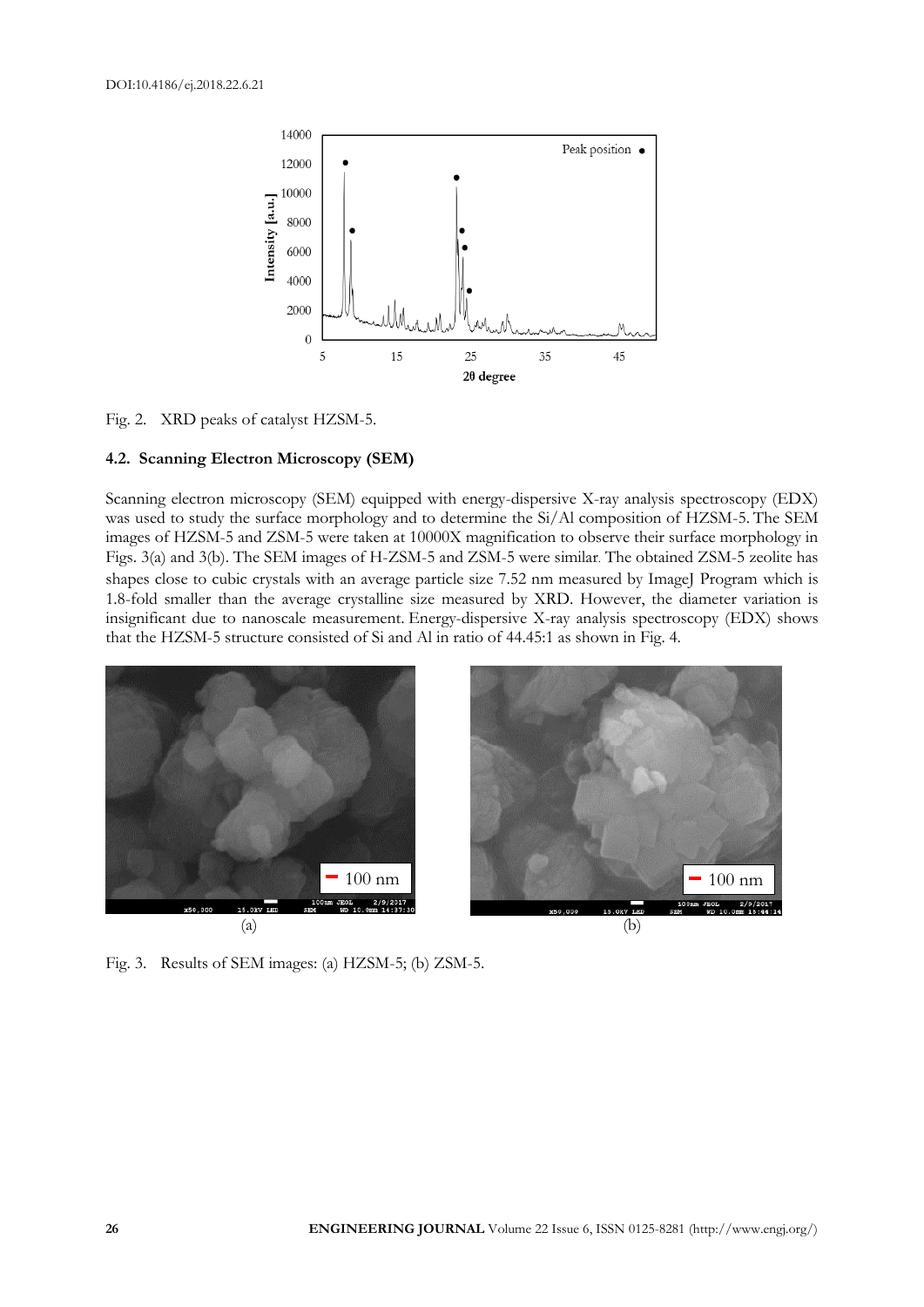Fig. 2. XRD peaks of catalyst HZSM-5.

### 4.2. Scanning Electron Microscopy (SEM)

Scanning electron microscopy (SEM) equipped with energy-dispersive X-ray analysis spectroscopy (EDX) was used to study the surface morphology and to determine the Si/Al composition of HZSM-5. The SEM images of HZSM-5 and ZSM-5 were taken at 10000X magnification to observe their surface morphology in Figs. 3(a) and 3(b). The SEM images of H-ZSM-5 and ZSM-5 were similar. The obtained ZSM-5 zeolite has shapes close to cubic crystals with an average particle size 7.52 nm measured by ImageJ Program which is 1.8-fold smaller than the average crystalline size measured by XRD. However, the diameter variation is insignificant due to nanoscale measurement. Energy-dispersive X-ray analysis spectroscopy (EDX) shows that the HZSM-5 structure consisted of Si and Al in ratio of 44.45:1 as shown in Fig. 4.

Fig. 3. Results of SEM images: (a) HZSM-5; (b) ZSM-5.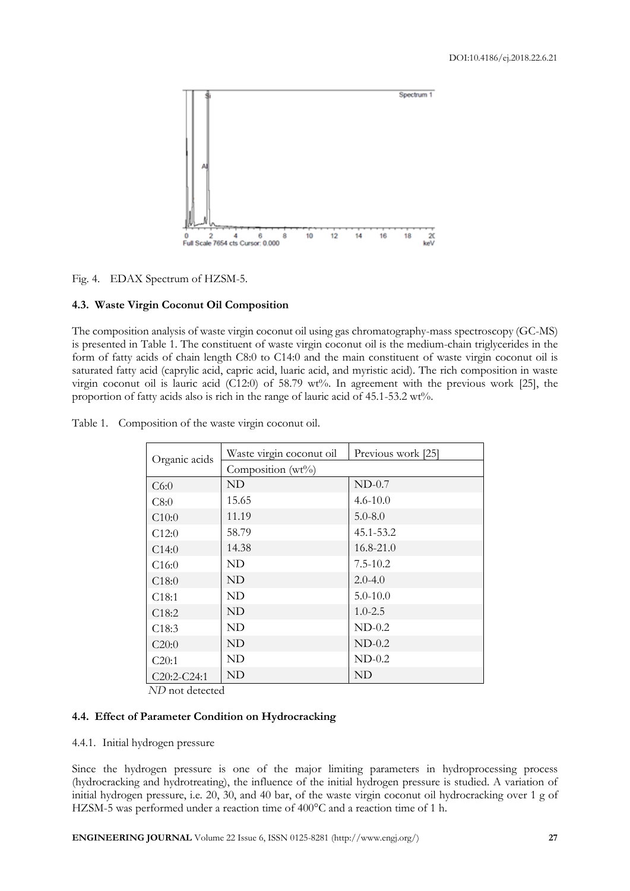Fig. 4. EDAX Spectrum of HZSM-5.

### 4.3. Waste Virgin Coconut Oil Composition

The composition analysis of waste virgin coconut oil using gas chromatography-mass spectroscopy (GC-MS) is presented in Table 1. The constituent of waste virgin coconut oil is the medium-chain triglycerides in the form of fatty acids of chain length C8:0 to C14:0 and the main constituent of waste virgin coconut oil is saturated fatty acid (caprylic acid, capric acid, luaric acid, and myristic acid). The rich composition in waste virgin coconut oil is lauric acid (C12:0) of 58.79 wt%. In agreement with the previous work [25], the proportion of fatty acids also is rich in the range of lauric acid of 45.1-53.2 wt%.

Table 1. Composition of the waste virgin coconut oil.

| Organic acids | Waste virgin coconut oil | Previous work [25] |
|---|---|---|
| | Composition (wt%) | |
| C6:0 | ND | ND-0.7 |
| C8:0 | 15.65 | 4.6-10.0 |
| C10:0 | 11.19 | 5.0-8.0 |
| C12:0 | 58.79 | 45.1-53.2 |
| C14:0 | 14.38 | 16.8-21.0 |
| C16:0 | ND | 7.5-10.2 |
| C18:0 | ND | 2.0-4.0 |
| C18:1 | ND | 5.0-10.0 |
| C18:2 | ND | 1.0-2.5 |
| C18:3 | ND | ND-0.2 |
| C20:0 | ND | ND-0.2 |
| C20:1 | ND | ND-0.2 |
| C20:2-C24:1 | ND | ND |

*ND* not detected

### 4.4. Effect of Parameter Condition on Hydrocracking

#### 4.4.1. Initial hydrogen pressure

Since the hydrogen pressure is one of the major limiting parameters in hydroprocessing process (hydrocracking and hydrotreating), the influence of the initial hydrogen pressure is studied. A variation of initial hydrogen pressure, i.e. 20, 30, and 40 bar, of the waste virgin coconut oil hydrocracking over 1 g of HZSM-5 was performed under a reaction time of 400°C and a reaction time of 1 h.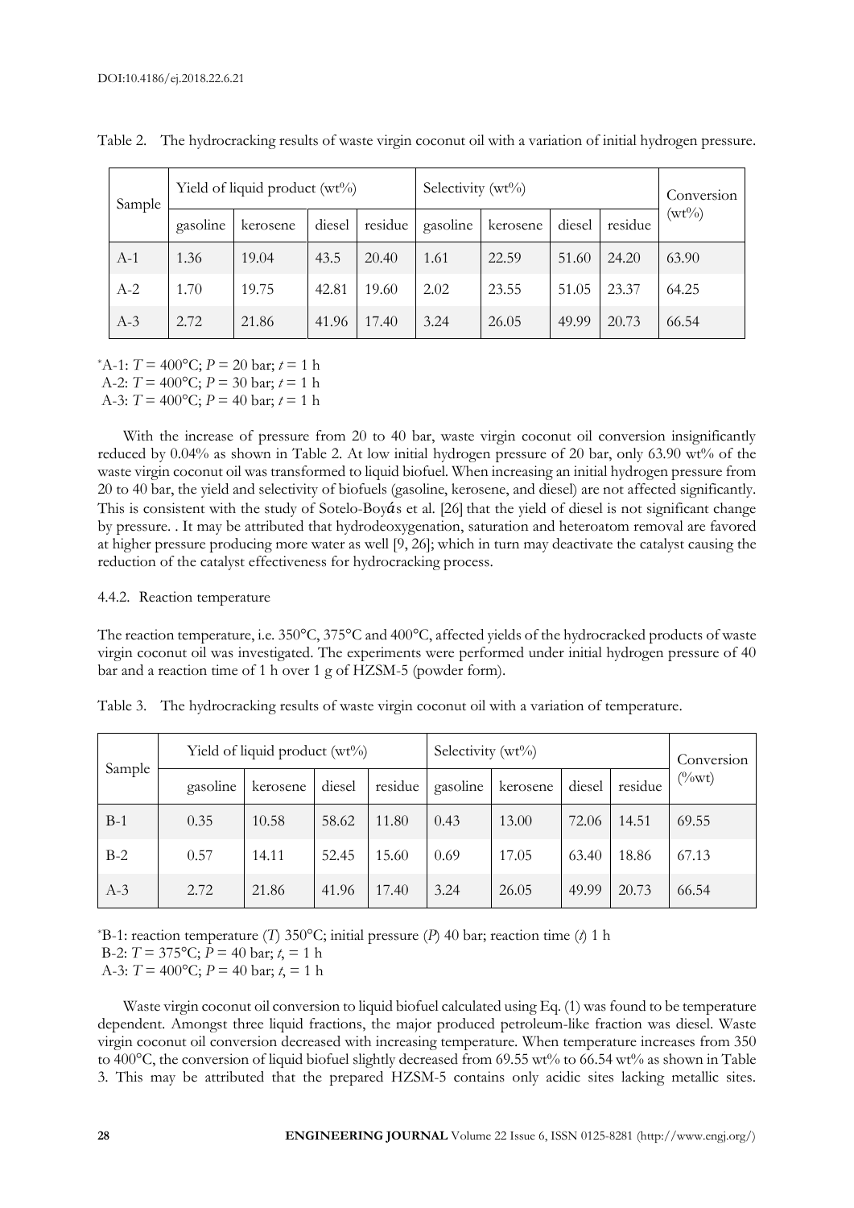Table 2. The hydrocracking results of waste virgin coconut oil with a variation of initial hydrogen pressure.

| Sample | Yield of liquid product (wt%) | | | | Selectivity (wt%) | | | | Conversion (wt%) |
|---|---|---|---|---|---|---|---|---|---|
| | gasoline | kerosene | diesel | residue | gasoline | kerosene | diesel | residue | |
| A-1 | 1.36 | 19.04 | 43.5 | 20.40 | 1.61 | 22.59 | 51.60 | 24.20 | 63.90 |
| A-2 | 1.70 | 19.75 | 42.81 | 19.60 | 2.02 | 23.55 | 51.05 | 23.37 | 64.25 |
| A-3 | 2.72 | 21.86 | 41.96 | 17.40 | 3.24 | 26.05 | 49.99 | 20.73 | 66.54 |

*A-1: $T$ = 400°C; $P$ = 20 bar; $t$ = 1 h
A-2: $T$ = 400°C; $P$ = 30 bar; $t$ = 1 h
A-3: $T$ = 400°C; $P$ = 40 bar; $t$ = 1 h

With the increase of pressure from 20 to 40 bar, waste virgin coconut oil conversion insignificantly reduced by 0.04% as shown in Table 2. At low initial hydrogen pressure of 20 bar, only 63.90 wt% of the waste virgin coconut oil was transformed to liquid biofuel. When increasing an initial hydrogen pressure from 20 to 40 bar, the yield and selectivity of biofuels (gasoline, kerosene, and diesel) are not affected significantly. This is consistent with the study of Sotelo-Boyás et al. [26] that the yield of diesel is not significant change by pressure. . It may be attributed that hydrodeoxygenation, saturation and heteroatom removal are favored at higher pressure producing more water as well [9, 26]; which in turn may deactivate the catalyst causing the reduction of the catalyst effectiveness for hydrocracking process.

4.4.2. Reaction temperature

The reaction temperature, i.e. 350°C, 375°C and 400°C, affected yields of the hydrocracked products of waste virgin coconut oil was investigated. The experiments were performed under initial hydrogen pressure of 40 bar and a reaction time of 1 h over 1 g of HZSM-5 (powder form).

Table 3. The hydrocracking results of waste virgin coconut oil with a variation of temperature.

| Sample | Yield of liquid product (wt%) | | | | Selectivity (wt%) | | | | Conversion (%wt) |
|---|---|---|---|---|---|---|---|---|---|
| | gasoline | kerosene | diesel | residue | gasoline | kerosene | diesel | residue | |
| B-1 | 0.35 | 10.58 | 58.62 | 11.80 | 0.43 | 13.00 | 72.06 | 14.51 | 69.55 |
| B-2 | 0.57 | 14.11 | 52.45 | 15.60 | 0.69 | 17.05 | 63.40 | 18.86 | 67.13 |
| A-3 | 2.72 | 21.86 | 41.96 | 17.40 | 3.24 | 26.05 | 49.99 | 20.73 | 66.54 |

*B-1: reaction temperature ($T$) 350°C; initial pressure ($P$) 40 bar; reaction time ($t$) 1 h
B-2: $T$ = 375°C; $P$ = 40 bar; $t$, = 1 h
A-3: $T$ = 400°C; $P$ = 40 bar; $t$, = 1 h

Waste virgin coconut oil conversion to liquid biofuel calculated using Eq. (1) was found to be temperature dependent. Amongst three liquid fractions, the major produced petroleum-like fraction was diesel. Waste virgin coconut oil conversion decreased with increasing temperature. When temperature increases from 350 to 400°C, the conversion of liquid biofuel slightly decreased from 69.55 wt% to 66.54 wt% as shown in Table 3. This may be attributed that the prepared HZSM-5 contains only acidic sites lacking metallic sites.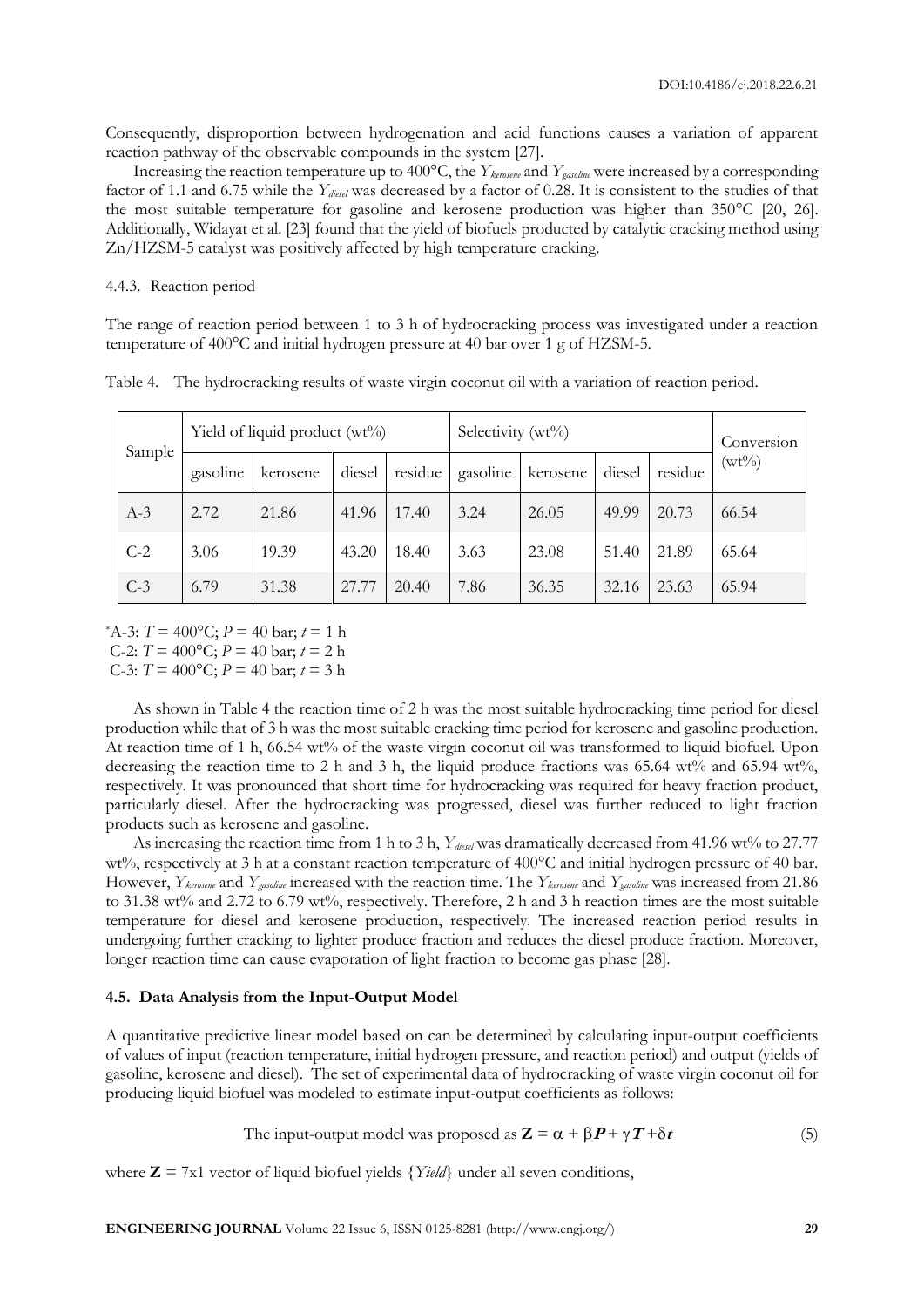Consequently, disproportion between hydrogenation and acid functions causes a variation of apparent reaction pathway of the observable compounds in the system [27].

Increasing the reaction temperature up to 400°C, the $Y_{kerosene}$ and $Y_{gasoline}$ were increased by a corresponding factor of 1.1 and 6.75 while the $Y_{diesel}$ was decreased by a factor of 0.28. It is consistent to the studies of that the most suitable temperature for gasoline and kerosene production was higher than 350°C [20, 26]. Additionally, Widayat et al. [23] found that the yield of biofuels producted by catalytic cracking method using Zn/HZSM-5 catalyst was positively affected by high temperature cracking.

#### 4.4.3. Reaction period

The range of reaction period between 1 to 3 h of hydrocracking process was investigated under a reaction temperature of 400°C and initial hydrogen pressure at 40 bar over 1 g of HZSM-5.

Table 4. The hydrocracking results of waste virgin coconut oil with a variation of reaction period.

| Sample | Yield of liquid product (wt%) | | | | Selectivity (wt%) | | | | Conversion (wt%) |
|---|---|---|---|---|---|---|---|---|---|
| | gasoline | kerosene | diesel | residue | gasoline | kerosene | diesel | residue | |
| A-3 | 2.72 | 21.86 | 41.96 | 17.40 | 3.24 | 26.05 | 49.99 | 20.73 | 66.54 |
| C-2 | 3.06 | 19.39 | 43.20 | 18.40 | 3.63 | 23.08 | 51.40 | 21.89 | 65.64 |
| C-3 | 6.79 | 31.38 | 27.77 | 20.40 | 7.86 | 36.35 | 32.16 | 23.63 | 65.94 |

*A-3: $T$ = 400°C; $P$ = 40 bar; $t$ = 1 h
C-2: $T$ = 400°C; $P$ = 40 bar; $t$ = 2 h
C-3: $T$ = 400°C; $P$ = 40 bar; $t$ = 3 h

As shown in Table 4 the reaction time of 2 h was the most suitable hydrocracking time period for diesel production while that of 3 h was the most suitable cracking time period for kerosene and gasoline production. At reaction time of 1 h, 66.54 wt% of the waste virgin coconut oil was transformed to liquid biofuel. Upon decreasing the reaction time to 2 h and 3 h, the liquid produce fractions was 65.64 wt% and 65.94 wt%, respectively. It was pronounced that short time for hydrocracking was required for heavy fraction product, particularly diesel. After the hydrocracking was progressed, diesel was further reduced to light fraction products such as kerosene and gasoline.

As increasing the reaction time from 1 h to 3 h, $Y_{diesel}$ was dramatically decreased from 41.96 wt% to 27.77 wt%, respectively at 3 h at a constant reaction temperature of 400°C and initial hydrogen pressure of 40 bar. However, $Y_{kerosene}$ and $Y_{gasoline}$ increased with the reaction time. The $Y_{kerosene}$ and $Y_{gasoline}$ was increased from 21.86 to 31.38 wt% and 2.72 to 6.79 wt%, respectively. Therefore, 2 h and 3 h reaction times are the most suitable temperature for diesel and kerosene production, respectively. The increased reaction period results in undergoing further cracking to lighter produce fraction and reduces the diesel produce fraction. Moreover, longer reaction time can cause evaporation of light fraction to become gas phase [28].

### 4.5. Data Analysis from the Input-Output Model

A quantitative predictive linear model based on can be determined by calculating input-output coefficients of values of input (reaction temperature, initial hydrogen pressure, and reaction period) and output (yields of gasoline, kerosene and diesel). The set of experimental data of hydrocracking of waste virgin coconut oil for producing liquid biofuel was modeled to estimate input-output coefficients as follows:

The input-output model was proposed as $\mathbf{Z} = \alpha + \beta \boldsymbol{P} + \gamma \boldsymbol{T} + \delta \boldsymbol{t}$ (5)

where $\mathbf{Z}$ = 7x1 vector of liquid biofuel yields {*Yield*} under all seven conditions,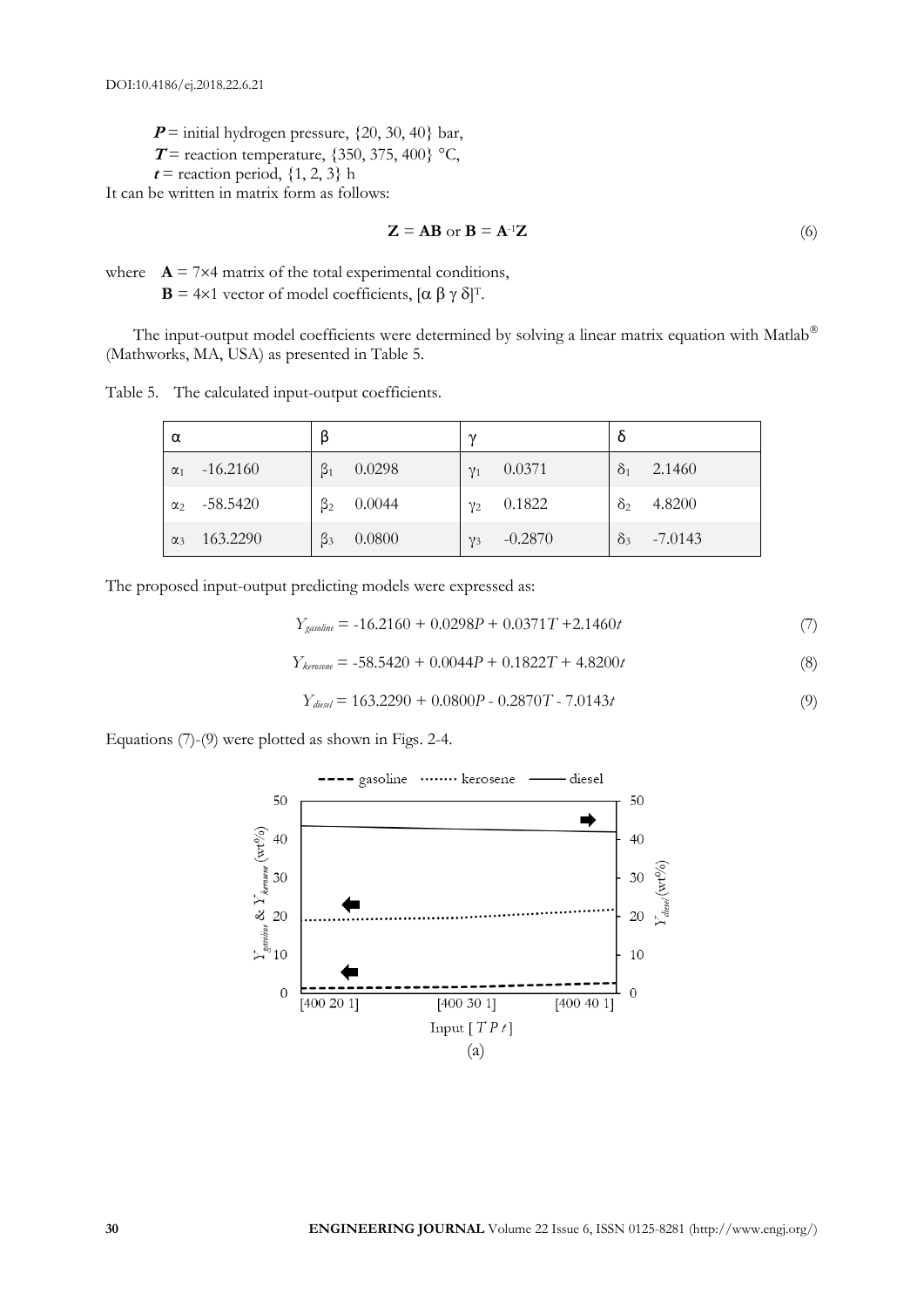$\boldsymbol{P}$ = initial hydrogen pressure, {20, 30, 40} bar,
$\boldsymbol{T}$ = reaction temperature, {350, 375, 400} °C,
$\boldsymbol{t}$ = reaction period, {1, 2, 3} h

It can be written in matrix form as follows:

$$\mathbf{Z} = \mathbf{AB} \text{ or } \mathbf{B} = \mathbf{A}^{-1}\mathbf{Z} \tag{6}$$

where $\mathbf{A}$ = 7×4 matrix of the total experimental conditions,
$\mathbf{B}$ = 4×1 vector of model coefficients, $[\alpha\ \beta\ \gamma\ \delta]^T$.

The input-output model coefficients were determined by solving a linear matrix equation with Matlab® (Mathworks, MA, USA) as presented in Table 5.

Table 5. The calculated input-output coefficients.

| α | | β | | γ | | δ | |
|---|---|---|---|---|---|---|---|
| $\alpha_1$ | -16.2160 | $\beta_1$ | 0.0298 | $\gamma_1$ | 0.0371 | $\delta_1$ | 2.1460 |
| $\alpha_2$ | -58.5420 | $\beta_2$ | 0.0044 | $\gamma_2$ | 0.1822 | $\delta_2$ | 4.8200 |
| $\alpha_3$ | 163.2290 | $\beta_3$ | 0.0800 | $\gamma_3$ | -0.2870 | $\delta_3$ | -7.0143 |

The proposed input-output predicting models were expressed as:

$$Y_{gasoline} = -16.2160 + 0.0298P + 0.0371T + 2.1460t \tag{7}$$

$$Y_{kerosene} = -58.5420 + 0.0044P + 0.1822T + 4.8200t \tag{8}$$

$$Y_{diesel} = 163.2290 + 0.0800P - 0.2870T - 7.0143t \tag{9}$$

Equations (7)-(9) were plotted as shown in Figs. 2-4.

(a)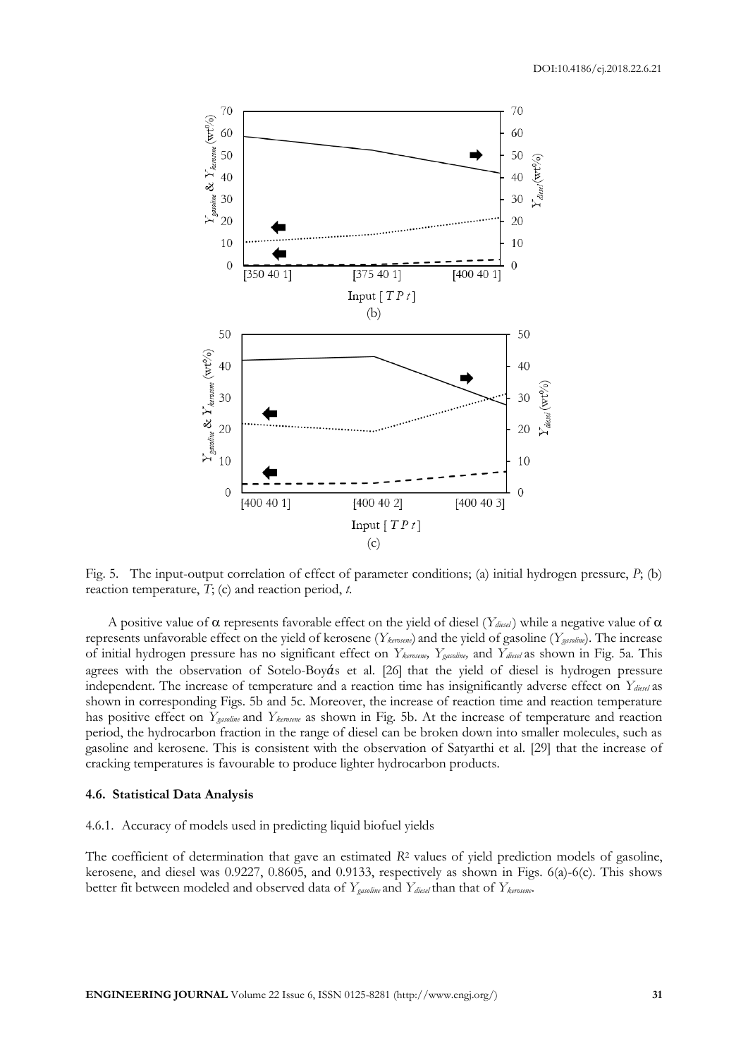Fig. 5. The input-output correlation of effect of parameter conditions; (a) initial hydrogen pressure, *P*; (b) reaction temperature, *T*; (c) and reaction period, *t*.

A positive value of α represents favorable effect on the yield of diesel ($Y_{diesel}$) while a negative value of α represents unfavorable effect on the yield of kerosene ($Y_{kerosene}$) and the yield of gasoline ($Y_{gasoline}$). The increase of initial hydrogen pressure has no significant effect on $Y_{kerosene}$, $Y_{gasoline}$, and $Y_{diesel}$ as shown in Fig. 5a. This agrees with the observation of Sotelo-Boyás et al. [26] that the yield of diesel is hydrogen pressure independent. The increase of temperature and a reaction time has insignificantly adverse effect on $Y_{diesel}$ as shown in corresponding Figs. 5b and 5c. Moreover, the increase of reaction time and reaction temperature has positive effect on $Y_{gasoline}$ and $Y_{kerosene}$ as shown in Fig. 5b. At the increase of temperature and reaction period, the hydrocarbon fraction in the range of diesel can be broken down into smaller molecules, such as gasoline and kerosene. This is consistent with the observation of Satyarthi et al. [29] that the increase of cracking temperatures is favourable to produce lighter hydrocarbon products.

### 4.6. Statistical Data Analysis

#### 4.6.1. Accuracy of models used in predicting liquid biofuel yields

The coefficient of determination that gave an estimated $R^2$ values of yield prediction models of gasoline, kerosene, and diesel was 0.9227, 0.8605, and 0.9133, respectively as shown in Figs. 6(a)-6(c). This shows better fit between modeled and observed data of $Y_{gasoline}$ and $Y_{diesel}$ than that of $Y_{kerosene}$.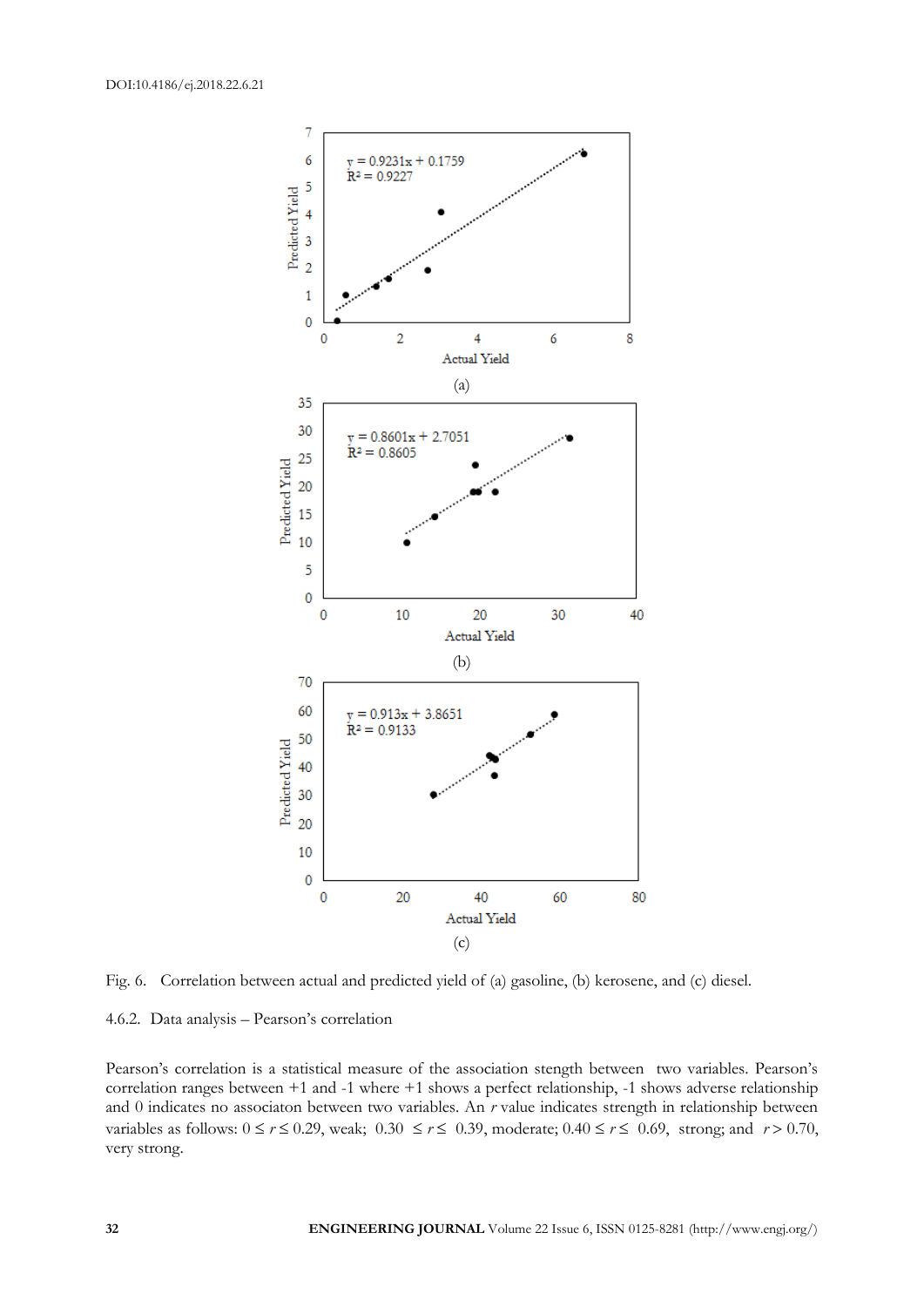Fig. 6. Correlation between actual and predicted yield of (a) gasoline, (b) kerosene, and (c) diesel.

4.6.2. Data analysis – Pearson's correlation

Pearson's correlation is a statistical measure of the association stength between two variables. Pearson's correlation ranges between +1 and -1 where +1 shows a perfect relationship, -1 shows adverse relationship and 0 indicates no associaton between two variables. An $r$ value indicates strength in relationship between variables as follows: $0 \leq r \leq 0.29$, weak; $0.30 \leq r \leq 0.39$, moderate; $0.40 \leq r \leq 0.69$, strong; and $r > 0.70$, very strong.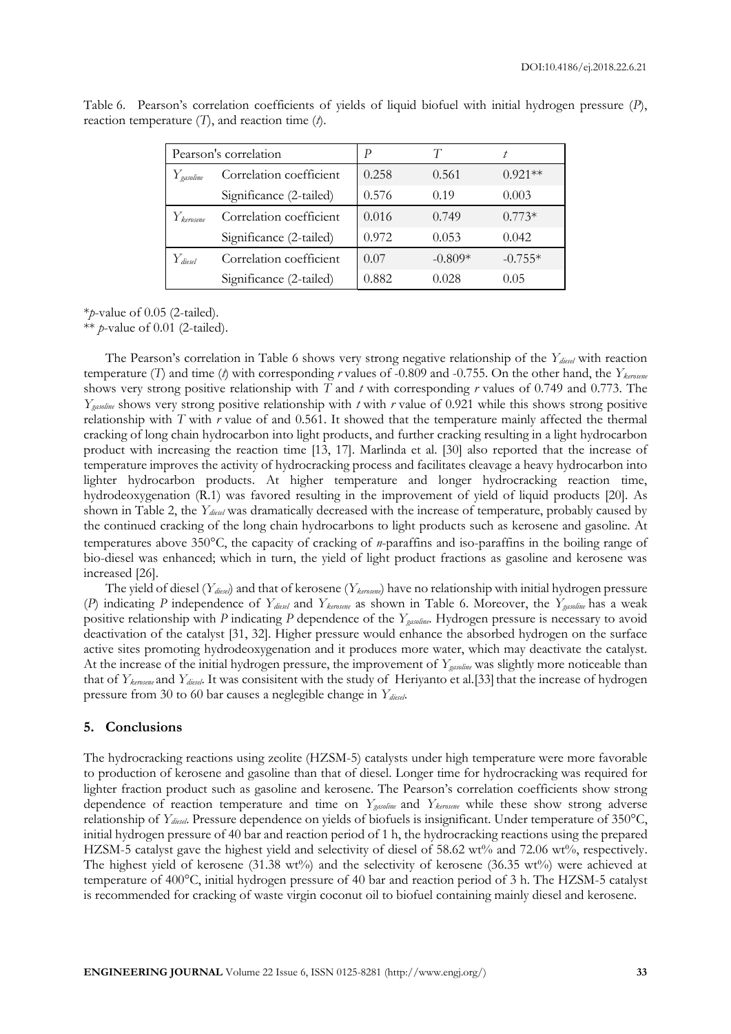Table 6. Pearson's correlation coefficients of yields of liquid biofuel with initial hydrogen pressure ($P$), reaction temperature ($T$), and reaction time ($t$).

| Pearson's correlation | | $P$ | $T$ | $t$ |
|---|---|---|---|---|
| $Y_{gasoline}$ | Correlation coefficient | 0.258 | 0.561 | 0.921** |
| | Significance (2-tailed) | 0.576 | 0.19 | 0.003 |
| $Y_{kerosene}$ | Correlation coefficient | 0.016 | 0.749 | 0.773* |
| | Significance (2-tailed) | 0.972 | 0.053 | 0.042 |
| $Y_{diesel}$ | Correlation coefficient | 0.07 | -0.809* | -0.755* |
| | Significance (2-tailed) | 0.882 | 0.028 | 0.05 |

*$p$-value of 0.05 (2-tailed).

** $p$-value of 0.01 (2-tailed).

The Pearson's correlation in Table 6 shows very strong negative relationship of the $Y_{diesel}$ with reaction temperature ($T$) and time ($t$) with corresponding $r$ values of -0.809 and -0.755. On the other hand, the $Y_{kerosene}$ shows very strong positive relationship with $T$ and $t$ with corresponding $r$ values of 0.749 and 0.773. The $Y_{gasoline}$ shows very strong positive relationship with $t$ with $r$ value of 0.921 while this shows strong positive relationship with $T$ with $r$ value of and 0.561. It showed that the temperature mainly affected the thermal cracking of long chain hydrocarbon into light products, and further cracking resulting in a light hydrocarbon product with increasing the reaction time [13, 17]. Marlinda et al. [30] also reported that the increase of temperature improves the activity of hydrocracking process and facilitates cleavage a heavy hydrocarbon into lighter hydrocarbon products. At higher temperature and longer hydrocracking reaction time, hydrodeoxygenation (R.1) was favored resulting in the improvement of yield of liquid products [20]. As shown in Table 2, the $Y_{diesel}$ was dramatically decreased with the increase of temperature, probably caused by the continued cracking of the long chain hydrocarbons to light products such as kerosene and gasoline. At temperatures above 350°C, the capacity of cracking of *n*-paraffins and iso-paraffins in the boiling range of bio-diesel was enhanced; which in turn, the yield of light product fractions as gasoline and kerosene was increased [26].

The yield of diesel ($Y_{diesel}$) and that of kerosene ($Y_{kerosene}$) have no relationship with initial hydrogen pressure ($P$) indicating $P$ independence of $Y_{diesel}$ and $Y_{kerosene}$ as shown in Table 6. Moreover, the $Y_{gasoline}$ has a weak positive relationship with $P$ indicating $P$ dependence of the $Y_{gasoline}$. Hydrogen pressure is necessary to avoid deactivation of the catalyst [31, 32]. Higher pressure would enhance the absorbed hydrogen on the surface active sites promoting hydrodeoxygenation and it produces more water, which may deactivate the catalyst. At the increase of the initial hydrogen pressure, the improvement of $Y_{gasoline}$ was slightly more noticeable than that of $Y_{kerosene}$ and $Y_{diesel}$. It was consisitent with the study of Heriyanto et al.[33] that the increase of hydrogen pressure from 30 to 60 bar causes a neglegible change in $Y_{diesel}$.

## 5. Conclusions

The hydrocracking reactions using zeolite (HZSM-5) catalysts under high temperature were more favorable to production of kerosene and gasoline than that of diesel. Longer time for hydrocracking was required for lighter fraction product such as gasoline and kerosene. The Pearson's correlation coefficients show strong dependence of reaction temperature and time on $Y_{gasoline}$ and $Y_{kerosene}$ while these show strong adverse relationship of $Y_{diesel}$. Pressure dependence on yields of biofuels is insignificant. Under temperature of 350°C, initial hydrogen pressure of 40 bar and reaction period of 1 h, the hydrocracking reactions using the prepared HZSM-5 catalyst gave the highest yield and selectivity of diesel of 58.62 wt% and 72.06 wt%, respectively. The highest yield of kerosene (31.38 wt%) and the selectivity of kerosene (36.35 wt%) were achieved at temperature of 400°C, initial hydrogen pressure of 40 bar and reaction period of 3 h. The HZSM-5 catalyst is recommended for cracking of waste virgin coconut oil to biofuel containing mainly diesel and kerosene.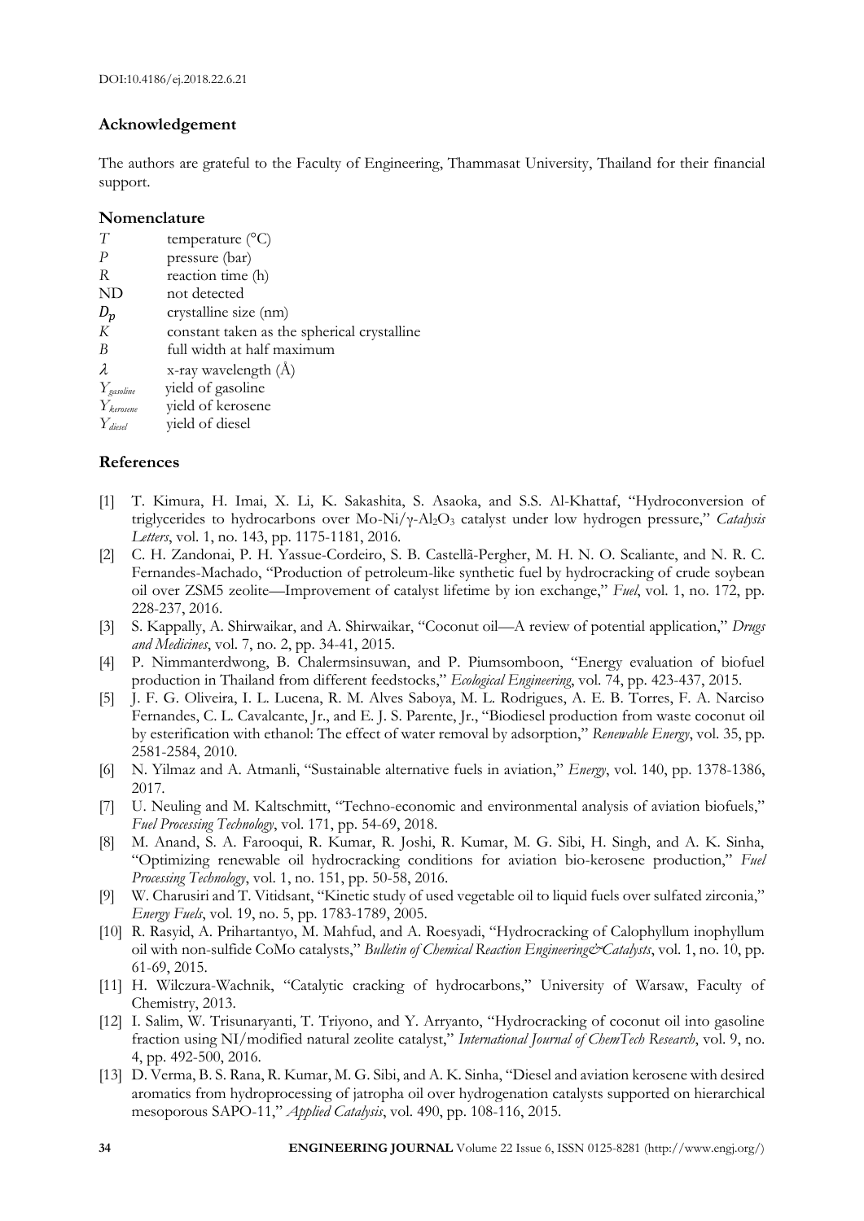## Acknowledgement

The authors are grateful to the Faculty of Engineering, Thammasat University, Thailand for their financial support.

## Nomenclature

| | |
|---|---|
| $T$ | temperature (°C) |
| $P$ | pressure (bar) |
| $R$ | reaction time (h) |
| ND | not detected |
| $D_p$ | crystalline size (nm) |
| $K$ | constant taken as the spherical crystalline |
| $B$ | full width at half maximum |
| $\lambda$ | x-ray wavelength (Å) |
| $Y_{gasoline}$ | yield of gasoline |
| $Y_{kerosene}$ | yield of kerosene |
| $Y_{diesel}$ | yield of diesel |

## References

[1] T. Kimura, H. Imai, X. Li, K. Sakashita, S. Asaoka, and S.S. Al-Khattaf, "Hydroconversion of triglycerides to hydrocarbons over Mo-Ni/γ-$Al_2O_3$ catalyst under low hydrogen pressure," *Catalysis Letters*, vol. 1, no. 143, pp. 1175-1181, 2016.

[2] C. H. Zandonai, P. H. Yassue-Cordeiro, S. B. Castellã-Pergher, M. H. N. O. Scaliante, and N. R. C. Fernandes-Machado, "Production of petroleum-like synthetic fuel by hydrocracking of crude soybean oil over ZSM5 zeolite—Improvement of catalyst lifetime by ion exchange," *Fuel*, vol. 1, no. 172, pp. 228-237, 2016.

[3] S. Kappally, A. Shirwaikar, and A. Shirwaikar, "Coconut oil—A review of potential application," *Drugs and Medicines*, vol. 7, no. 2, pp. 34-41, 2015.

[4] P. Nimmanterdwong, B. Chalermsinsuwan, and P. Piumsomboon, "Energy evaluation of biofuel production in Thailand from different feedstocks," *Ecological Engineering*, vol. 74, pp. 423-437, 2015.

[5] J. F. G. Oliveira, I. L. Lucena, R. M. Alves Saboya, M. L. Rodrigues, A. E. B. Torres, F. A. Narciso Fernandes, C. L. Cavalcante, Jr., and E. J. S. Parente, Jr., "Biodiesel production from waste coconut oil by esterification with ethanol: The effect of water removal by adsorption," *Renewable Energy*, vol. 35, pp. 2581-2584, 2010.

[6] N. Yilmaz and A. Atmanli, "Sustainable alternative fuels in aviation," *Energy*, vol. 140, pp. 1378-1386, 2017.

[7] U. Neuling and M. Kaltschmitt, "Techno-economic and environmental analysis of aviation biofuels," *Fuel Processing Technology*, vol. 171, pp. 54-69, 2018.

[8] M. Anand, S. A. Farooqui, R. Kumar, R. Joshi, R. Kumar, M. G. Sibi, H. Singh, and A. K. Sinha, "Optimizing renewable oil hydrocracking conditions for aviation bio-kerosene production," *Fuel Processing Technology*, vol. 1, no. 151, pp. 50-58, 2016.

[9] W. Charusiri and T. Vitidsant, "Kinetic study of used vegetable oil to liquid fuels over sulfated zirconia," *Energy Fuels*, vol. 19, no. 5, pp. 1783-1789, 2005.

[10] R. Rasyid, A. Prihartantyo, M. Mahfud, and A. Roesyadi, "Hydrocracking of Calophyllum inophyllum oil with non-sulfide CoMo catalysts," *Bulletin of Chemical Reaction Engineering&Catalysts*, vol. 1, no. 10, pp. 61-69, 2015.

[11] H. Wilczura-Wachnik, "Catalytic cracking of hydrocarbons," University of Warsaw, Faculty of Chemistry, 2013.

[12] I. Salim, W. Trisunaryanti, T. Triyono, and Y. Arryanto, "Hydrocracking of coconut oil into gasoline fraction using NI/modified natural zeolite catalyst," *International Journal of ChemTech Research*, vol. 9, no. 4, pp. 492-500, 2016.

[13] D. Verma, B. S. Rana, R. Kumar, M. G. Sibi, and A. K. Sinha, "Diesel and aviation kerosene with desired aromatics from hydroprocessing of jatropha oil over hydrogenation catalysts supported on hierarchical mesoporous SAPO-11," *Applied Catalysis*, vol. 490, pp. 108-116, 2015.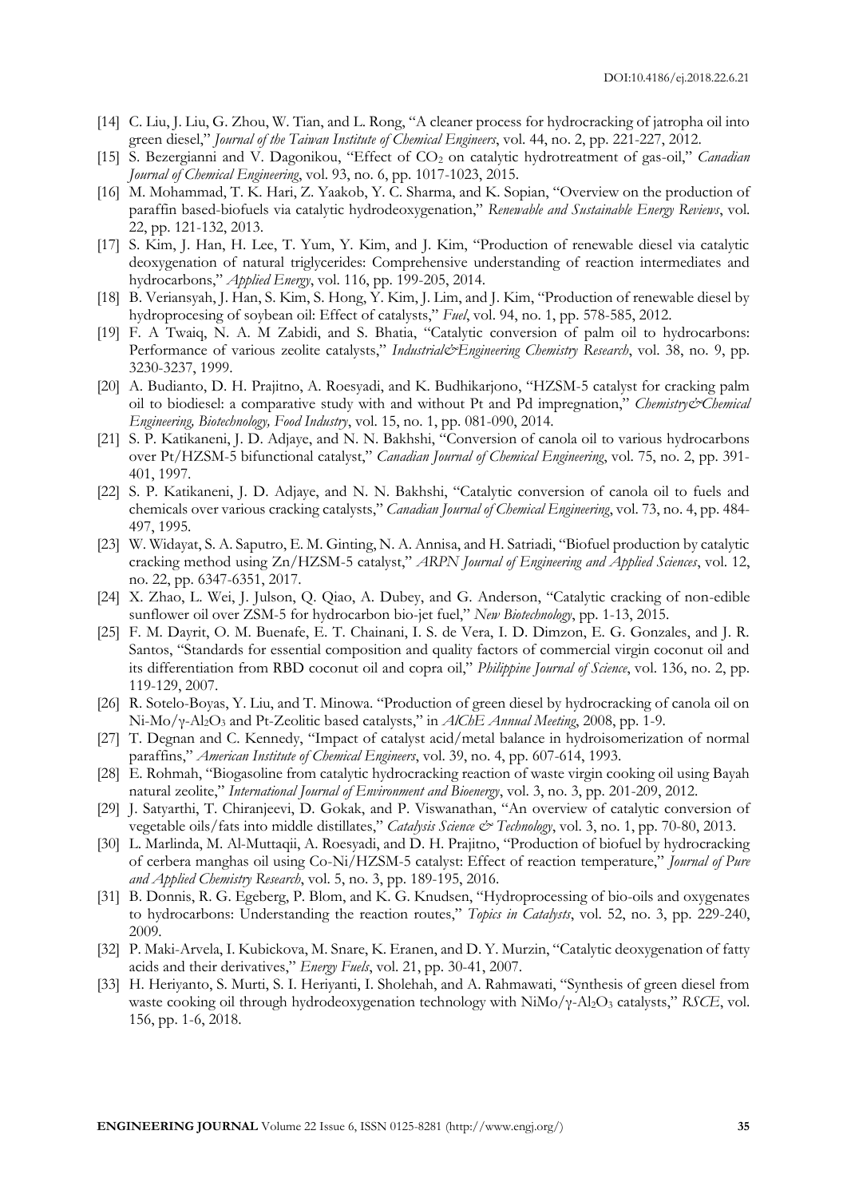[14] C. Liu, J. Liu, G. Zhou, W. Tian, and L. Rong, "A cleaner process for hydrocracking of jatropha oil into green diesel," *Journal of the Taiwan Institute of Chemical Engineers*, vol. 44, no. 2, pp. 221-227, 2012.

[15] S. Bezergianni and V. Dagonikou, "Effect of $CO_2$ on catalytic hydrotreatment of gas-oil," *Canadian Journal of Chemical Engineering*, vol. 93, no. 6, pp. 1017-1023, 2015.

[16] M. Mohammad, T. K. Hari, Z. Yaakob, Y. C. Sharma, and K. Sopian, "Overview on the production of paraffin based-biofuels via catalytic hydrodeoxygenation," *Renewable and Sustainable Energy Reviews*, vol. 22, pp. 121-132, 2013.

[17] S. Kim, J. Han, H. Lee, T. Yum, Y. Kim, and J. Kim, "Production of renewable diesel via catalytic deoxygenation of natural triglycerides: Comprehensive understanding of reaction intermediates and hydrocarbons," *Applied Energy*, vol. 116, pp. 199-205, 2014.

[18] B. Veriansyah, J. Han, S. Kim, S. Hong, Y. Kim, J. Lim, and J. Kim, "Production of renewable diesel by hydroprocesing of soybean oil: Effect of catalysts," *Fuel*, vol. 94, no. 1, pp. 578-585, 2012.

[19] F. A Twaiq, N. A. M Zabidi, and S. Bhatia, "Catalytic conversion of palm oil to hydrocarbons: Performance of various zeolite catalysts," *Industrial&Engineering Chemistry Research*, vol. 38, no. 9, pp. 3230-3237, 1999.

[20] A. Budianto, D. H. Prajitno, A. Roesyadi, and K. Budhikarjono, "HZSM-5 catalyst for cracking palm oil to biodiesel: a comparative study with and without Pt and Pd impregnation," *Chemistry&Chemical Engineering, Biotechnology, Food Industry*, vol. 15, no. 1, pp. 081-090, 2014.

[21] S. P. Katikaneni, J. D. Adjaye, and N. N. Bakhshi, "Conversion of canola oil to various hydrocarbons over Pt/HZSM-5 bifunctional catalyst," *Canadian Journal of Chemical Engineering*, vol. 75, no. 2, pp. 391-401, 1997.

[22] S. P. Katikaneni, J. D. Adjaye, and N. N. Bakhshi, "Catalytic conversion of canola oil to fuels and chemicals over various cracking catalysts," *Canadian Journal of Chemical Engineering*, vol. 73, no. 4, pp. 484-497, 1995.

[23] W. Widayat, S. A. Saputro, E. M. Ginting, N. A. Annisa, and H. Satriadi, "Biofuel production by catalytic cracking method using Zn/HZSM-5 catalyst," *ARPN Journal of Engineering and Applied Sciences*, vol. 12, no. 22, pp. 6347-6351, 2017.

[24] X. Zhao, L. Wei, J. Julson, Q. Qiao, A. Dubey, and G. Anderson, "Catalytic cracking of non-edible sunflower oil over ZSM-5 for hydrocarbon bio-jet fuel," *New Biotechnology*, pp. 1-13, 2015.

[25] F. M. Dayrit, O. M. Buenafe, E. T. Chainani, I. S. de Vera, I. D. Dimzon, E. G. Gonzales, and J. R. Santos, "Standards for essential composition and quality factors of commercial virgin coconut oil and its differentiation from RBD coconut oil and copra oil," *Philippine Journal of Science*, vol. 136, no. 2, pp. 119-129, 2007.

[26] R. Sotelo-Boyas, Y. Liu, and T. Minowa. "Production of green diesel by hydrocracking of canola oil on Ni-Mo/γ-$Al_2O_3$ and Pt-Zeolitic based catalysts," in *AIChE Annual Meeting*, 2008, pp. 1-9.

[27] T. Degnan and C. Kennedy, "Impact of catalyst acid/metal balance in hydroisomerization of normal paraffins," *American Institute of Chemical Engineers*, vol. 39, no. 4, pp. 607-614, 1993.

[28] E. Rohmah, "Biogasoline from catalytic hydrocracking reaction of waste virgin cooking oil using Bayah natural zeolite," *International Journal of Environment and Bioenergy*, vol. 3, no. 3, pp. 201-209, 2012.

[29] J. Satyarthi, T. Chiranjeevi, D. Gokak, and P. Viswanathan, "An overview of catalytic conversion of vegetable oils/fats into middle distillates," *Catalysis Science & Technology*, vol. 3, no. 1, pp. 70-80, 2013.

[30] L. Marlinda, M. Al-Muttaqii, A. Roesyadi, and D. H. Prajitno, "Production of biofuel by hydrocracking of cerbera manghas oil using Co-Ni/HZSM-5 catalyst: Effect of reaction temperature," *Journal of Pure and Applied Chemistry Research*, vol. 5, no. 3, pp. 189-195, 2016.

[31] B. Donnis, R. G. Egeberg, P. Blom, and K. G. Knudsen, "Hydroprocessing of bio-oils and oxygenates to hydrocarbons: Understanding the reaction routes," *Topics in Catalysts*, vol. 52, no. 3, pp. 229-240, 2009.

[32] P. Maki-Arvela, I. Kubickova, M. Snare, K. Eranen, and D. Y. Murzin, "Catalytic deoxygenation of fatty acids and their derivatives," *Energy Fuels*, vol. 21, pp. 30-41, 2007.

[33] H. Heriyanto, S. Murti, S. I. Heriyanti, I. Sholehah, and A. Rahmawati, "Synthesis of green diesel from waste cooking oil through hydrodeoxygenation technology with NiMo/γ-$Al_2O_3$ catalysts," *RSCE*, vol. 156, pp. 1-6, 2018.